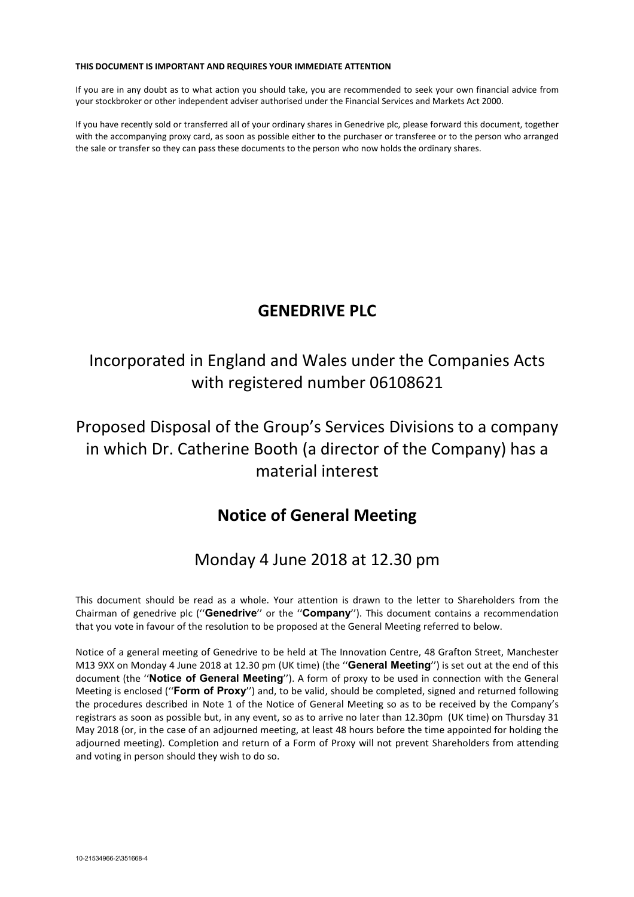**THIS DOCUMENT IS IMPORTANT AND REQUIRES YOUR IMMEDIATE ATTENTION**

If you are in any doubt as to what action you should take, you are recommended to seek your own financial advice from your stockbroker or other independent adviser authorised under the Financial Services and Markets Act 2000.

If you have recently sold or transferred all of your ordinary shares in Genedrive plc, please forward this document, together with the accompanying proxy card, as soon as possible either to the purchaser or transferee or to the person who arranged the sale or transfer so they can pass these documents to the person who now holds the ordinary shares.

# GENEDRIVE PLC

## Incorporated in England and Wales under the Companies Acts with registered number 06108621

## Proposed Disposal of the Group's Services Divisions to a company in which Dr. Catherine Booth (a director of the Company) has a material interest

# Notice of General Meeting

## Monday 4 June 2018 at 12.30 pm

This document should be read as a whole. Your attention is drawn to the letter to Shareholders from the Chairman of genedrive plc (''**Genedrive**'' or the ''**Company**''). This document contains a recommendation that you vote in favour of the resolution to be proposed at the General Meeting referred to below.

Notice of a general meeting of Genedrive to be held at The Innovation Centre, 48 Grafton Street, Manchester M13 9XX on Monday 4 June 2018 at 12.30 pm (UK time) (the ''**General Meeting**'') is set out at the end of this document (the ''**Notice of General Meeting**''). A form of proxy to be used in connection with the General Meeting is enclosed (''**Form of Proxy**'') and, to be valid, should be completed, signed and returned following the procedures described in Note 1 of the Notice of General Meeting so as to be received by the Company's registrars as soon as possible but, in any event, so as to arrive no later than 12.30pm (UK time) on Thursday 31 May 2018 (or, in the case of an adjourned meeting, at least 48 hours before the time appointed for holding the adjourned meeting). Completion and return of a Form of Proxy will not prevent Shareholders from attending and voting in person should they wish to do so.

10-21534966-2\351668-4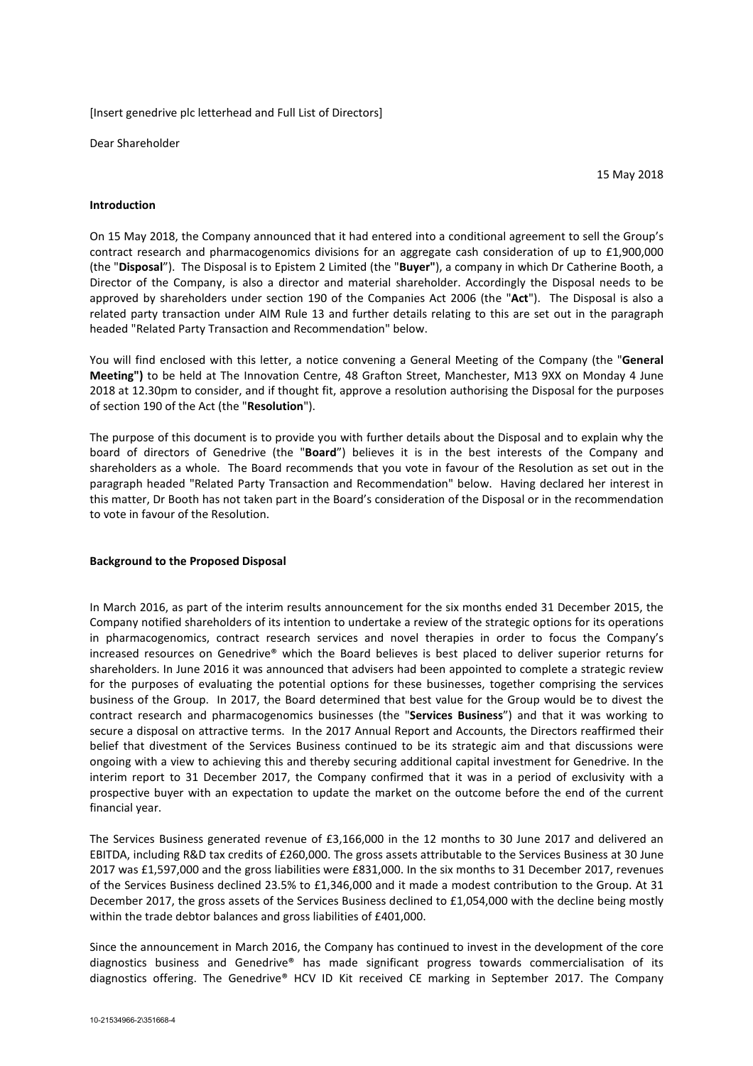[Insert genedrive plc letterhead and Full List of Directors]

Dear Shareholder

15 May 2018

**Introduction**

On 15 May 2018, the Company announced that it had entered into a conditional agreement to sell the Group's contract research and pharmacogenomics divisions for an aggregate cash consideration of up to £1,900,000 (the "**Disposal**"). The Disposal is to Epistem 2 Limited (the "**Buyer"**), a company in which Dr Catherine Booth, a Director of the Company, is also a director and material shareholder. Accordingly the Disposal needs to be approved by shareholders under section 190 of the Companies Act 2006 (the "**Act**"). The Disposal is also a related party transaction under AIM Rule 13 and further details relating to this are set out in the paragraph headed "Related Party Transaction and Recommendation" below.

You will find enclosed with this letter, a notice convening a General Meeting of the Company (the "**General Meeting")** to be held at The Innovation Centre, 48 Grafton Street, Manchester, M13 9XX on Monday 4 June 2018 at 12.30pm to consider, and if thought fit, approve a resolution authorising the Disposal for the purposes of section 190 of the Act (the "**Resolution**").

The purpose of this document is to provide you with further details about the Disposal and to explain why the board of directors of Genedrive (the "**Board**") believes it is in the best interests of the Company and shareholders as a whole. The Board recommends that you vote in favour of the Resolution as set out in the paragraph headed "Related Party Transaction and Recommendation" below. Having declared her interest in this matter, Dr Booth has not taken part in the Board's consideration of the Disposal or in the recommendation to vote in favour of the Resolution.

**Background to the Proposed Disposal**

In March 2016, as part of the interim results announcement for the six months ended 31 December 2015, the Company notified shareholders of its intention to undertake a review of the strategic options for its operations in pharmacogenomics, contract research services and novel therapies in order to focus the Company's increased resources on Genedrive® which the Board believes is best placed to deliver superior returns for shareholders. In June 2016 it was announced that advisers had been appointed to complete a strategic review for the purposes of evaluating the potential options for these businesses, together comprising the services business of the Group. In 2017, the Board determined that best value for the Group would be to divest the contract research and pharmacogenomics businesses (the "**Services Business**") and that it was working to secure a disposal on attractive terms. In the 2017 Annual Report and Accounts, the Directors reaffirmed their belief that divestment of the Services Business continued to be its strategic aim and that discussions were ongoing with a view to achieving this and thereby securing additional capital investment for Genedrive. In the interim report to 31 December 2017, the Company confirmed that it was in a period of exclusivity with a prospective buyer with an expectation to update the market on the outcome before the end of the current financial year.

The Services Business generated revenue of £3,166,000 in the 12 months to 30 June 2017 and delivered an EBITDA, including R&D tax credits of £260,000. The gross assets attributable to the Services Business at 30 June 2017 was £1,597,000 and the gross liabilities were £831,000. In the six months to 31 December 2017, revenues of the Services Business declined 23.5% to £1,346,000 and it made a modest contribution to the Group. At 31 December 2017, the gross assets of the Services Business declined to £1,054,000 with the decline being mostly within the trade debtor balances and gross liabilities of £401,000.

Since the announcement in March 2016, the Company has continued to invest in the development of the core diagnostics business and Genedrive® has made significant progress towards commercialisation of its diagnostics offering. The Genedrive® HCV ID Kit received CE marking in September 2017. The Company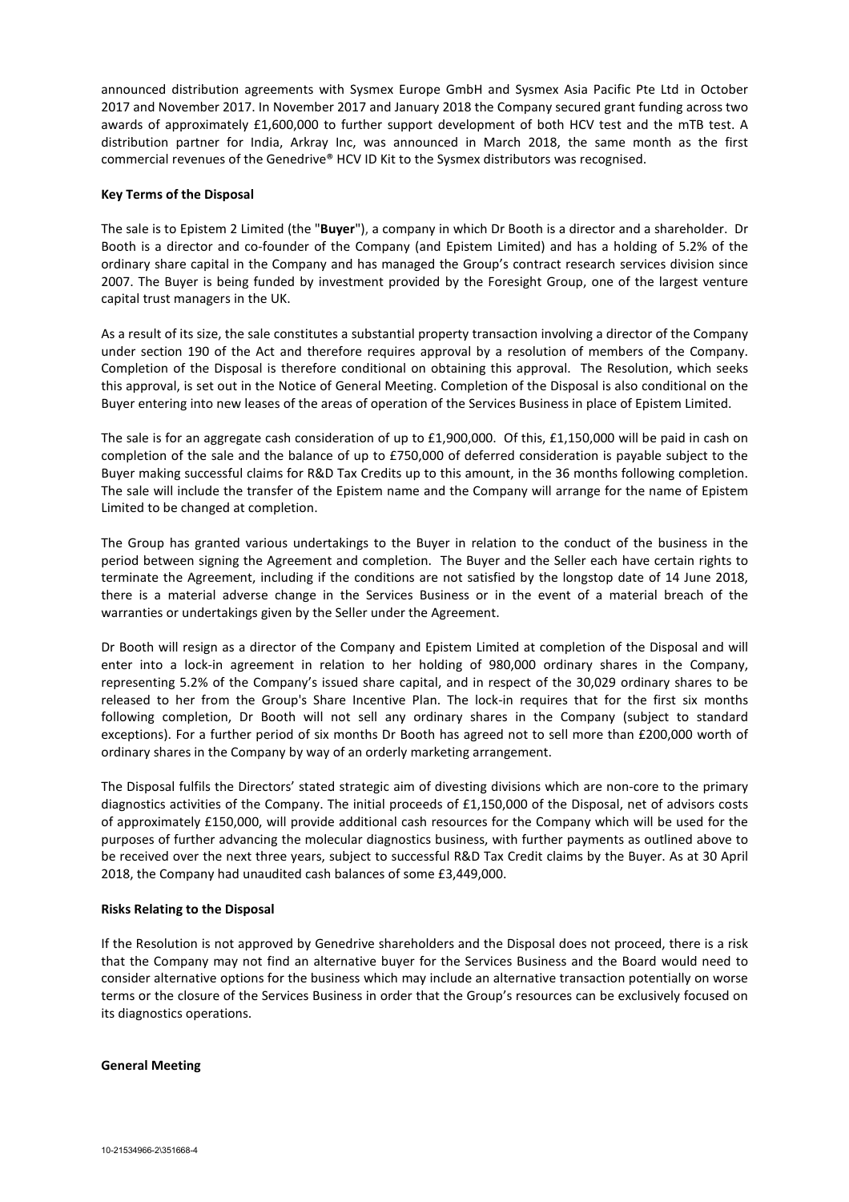announced distribution agreements with Sysmex Europe GmbH and Sysmex Asia Pacific Pte Ltd in October 2017 and November 2017. In November 2017 and January 2018 the Company secured grant funding across two awards of approximately £1,600,000 to further support development of both HCV test and the mTB test. A distribution partner for India, Arkray Inc, was announced in March 2018, the same month as the first commercial revenues of the Genedrive® HCV ID Kit to the Sysmex distributors was recognised.

**Key Terms of the Disposal**

The sale is to Epistem 2 Limited (the "**Buyer**"), a company in which Dr Booth is a director and a shareholder. Dr Booth is a director and co-founder of the Company (and Epistem Limited) and has a holding of 5.2% of the ordinary share capital in the Company and has managed the Group's contract research services division since 2007. The Buyer is being funded by investment provided by the Foresight Group, one of the largest venture capital trust managers in the UK.

As a result of its size, the sale constitutes a substantial property transaction involving a director of the Company under section 190 of the Act and therefore requires approval by a resolution of members of the Company. Completion of the Disposal is therefore conditional on obtaining this approval. The Resolution, which seeks this approval, is set out in the Notice of General Meeting. Completion of the Disposal is also conditional on the Buyer entering into new leases of the areas of operation of the Services Business in place of Epistem Limited.

The sale is for an aggregate cash consideration of up to £1,900,000. Of this, £1,150,000 will be paid in cash on completion of the sale and the balance of up to £750,000 of deferred consideration is payable subject to the Buyer making successful claims for R&D Tax Credits up to this amount, in the 36 months following completion. The sale will include the transfer of the Epistem name and the Company will arrange for the name of Epistem Limited to be changed at completion.

The Group has granted various undertakings to the Buyer in relation to the conduct of the business in the period between signing the Agreement and completion. The Buyer and the Seller each have certain rights to terminate the Agreement, including if the conditions are not satisfied by the longstop date of 14 June 2018, there is a material adverse change in the Services Business or in the event of a material breach of the warranties or undertakings given by the Seller under the Agreement.

Dr Booth will resign as a director of the Company and Epistem Limited at completion of the Disposal and will enter into a lock-in agreement in relation to her holding of 980,000 ordinary shares in the Company, representing 5.2% of the Company's issued share capital, and in respect of the 30,029 ordinary shares to be released to her from the Group's Share Incentive Plan. The lock-in requires that for the first six months following completion, Dr Booth will not sell any ordinary shares in the Company (subject to standard exceptions). For a further period of six months Dr Booth has agreed not to sell more than £200,000 worth of ordinary shares in the Company by way of an orderly marketing arrangement.

The Disposal fulfils the Directors' stated strategic aim of divesting divisions which are non-core to the primary diagnostics activities of the Company. The initial proceeds of £1,150,000 of the Disposal, net of advisors costs of approximately £150,000, will provide additional cash resources for the Company which will be used for the purposes of further advancing the molecular diagnostics business, with further payments as outlined above to be received over the next three years, subject to successful R&D Tax Credit claims by the Buyer. As at 30 April 2018, the Company had unaudited cash balances of some £3,449,000.

**Risks Relating to the Disposal**

If the Resolution is not approved by Genedrive shareholders and the Disposal does not proceed, there is a risk that the Company may not find an alternative buyer for the Services Business and the Board would need to consider alternative options for the business which may include an alternative transaction potentially on worse terms or the closure of the Services Business in order that the Group's resources can be exclusively focused on its diagnostics operations.

**General Meeting**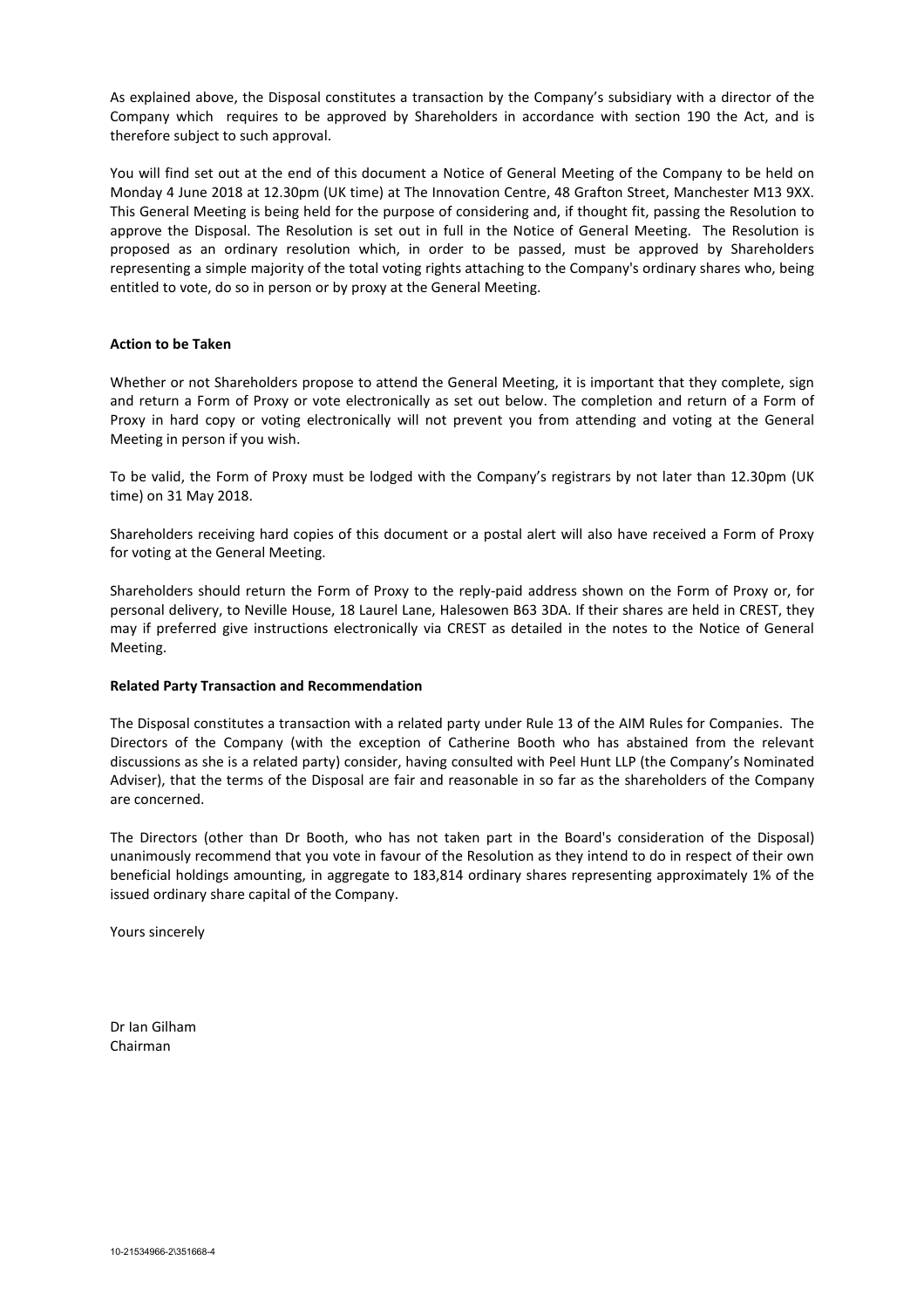As explained above, the Disposal constitutes a transaction by the Company's subsidiary with a director of the Company which requires to be approved by Shareholders in accordance with section 190 the Act, and is therefore subject to such approval.

You will find set out at the end of this document a Notice of General Meeting of the Company to be held on Monday 4 June 2018 at 12.30pm (UK time) at The Innovation Centre, 48 Grafton Street, Manchester M13 9XX. This General Meeting is being held for the purpose of considering and, if thought fit, passing the Resolution to approve the Disposal. The Resolution is set out in full in the Notice of General Meeting. The Resolution is proposed as an ordinary resolution which, in order to be passed, must be approved by Shareholders representing a simple majority of the total voting rights attaching to the Company's ordinary shares who, being entitled to vote, do so in person or by proxy at the General Meeting.

**Action to be Taken**

Whether or not Shareholders propose to attend the General Meeting, it is important that they complete, sign and return a Form of Proxy or vote electronically as set out below. The completion and return of a Form of Proxy in hard copy or voting electronically will not prevent you from attending and voting at the General Meeting in person if you wish.

To be valid, the Form of Proxy must be lodged with the Company's registrars by not later than 12.30pm (UK time) on 31 May 2018.

Shareholders receiving hard copies of this document or a postal alert will also have received a Form of Proxy for voting at the General Meeting.

Shareholders should return the Form of Proxy to the reply-paid address shown on the Form of Proxy or, for personal delivery, to Neville House, 18 Laurel Lane, Halesowen B63 3DA. If their shares are held in CREST, they may if preferred give instructions electronically via CREST as detailed in the notes to the Notice of General Meeting.

**Related Party Transaction and Recommendation**

The Disposal constitutes a transaction with a related party under Rule 13 of the AIM Rules for Companies. The Directors of the Company (with the exception of Catherine Booth who has abstained from the relevant discussions as she is a related party) consider, having consulted with Peel Hunt LLP (the Company's Nominated Adviser), that the terms of the Disposal are fair and reasonable in so far as the shareholders of the Company are concerned.

The Directors (other than Dr Booth, who has not taken part in the Board's consideration of the Disposal) unanimously recommend that you vote in favour of the Resolution as they intend to do in respect of their own beneficial holdings amounting, in aggregate to 183,814 ordinary shares representing approximately 1% of the issued ordinary share capital of the Company.

Yours sincerely

Dr Ian Gilham
Chairman

10-21534966-2\351668-4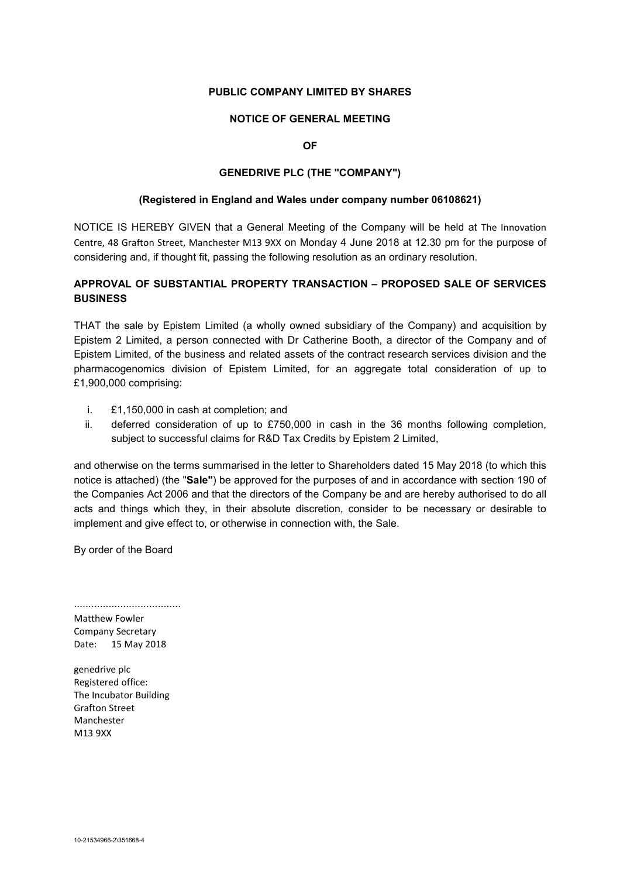**PUBLIC COMPANY LIMITED BY SHARES**

**NOTICE OF GENERAL MEETING**

**OF**

**GENEDRIVE PLC (THE "COMPANY")**

**(Registered in England and Wales under company number 06108621)**

NOTICE IS HEREBY GIVEN that a General Meeting of the Company will be held at The Innovation Centre, 48 Grafton Street, Manchester M13 9XX on Monday 4 June 2018 at 12.30 pm for the purpose of considering and, if thought fit, passing the following resolution as an ordinary resolution.

**APPROVAL OF SUBSTANTIAL PROPERTY TRANSACTION – PROPOSED SALE OF SERVICES BUSINESS**

THAT the sale by Epistem Limited (a wholly owned subsidiary of the Company) and acquisition by Epistem 2 Limited, a person connected with Dr Catherine Booth, a director of the Company and of Epistem Limited, of the business and related assets of the contract research services division and the pharmacogenomics division of Epistem Limited, for an aggregate total consideration of up to £1,900,000 comprising:

i. £1,150,000 in cash at completion; and
ii. deferred consideration of up to £750,000 in cash in the 36 months following completion, subject to successful claims for R&D Tax Credits by Epistem 2 Limited,

and otherwise on the terms summarised in the letter to Shareholders dated 15 May 2018 (to which this notice is attached) (the "**Sale**") be approved for the purposes of and in accordance with section 190 of the Companies Act 2006 and that the directors of the Company be and are hereby authorised to do all acts and things which they, in their absolute discretion, consider to be necessary or desirable to implement and give effect to, or otherwise in connection with, the Sale.

By order of the Board

....................................
Matthew Fowler
Company Secretary
Date: 15 May 2018

genedrive plc
Registered office:
The Incubator Building
Grafton Street
Manchester
M13 9XX

10-21534966-2\351668-4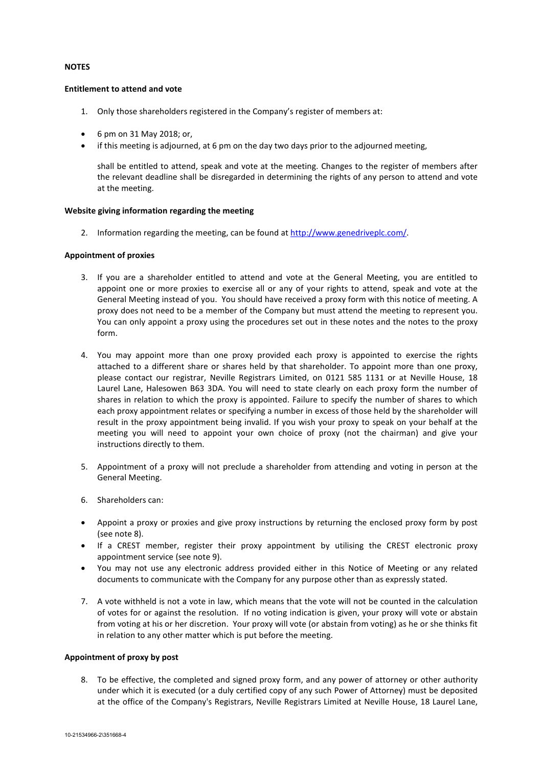**NOTES**

**Entitlement to attend and vote**

1. Only those shareholders registered in the Company's register of members at:

- 6 pm on 31 May 2018; or,
- if this meeting is adjourned, at 6 pm on the day two days prior to the adjourned meeting,

shall be entitled to attend, speak and vote at the meeting. Changes to the register of members after the relevant deadline shall be disregarded in determining the rights of any person to attend and vote at the meeting.

**Website giving information regarding the meeting**

2. Information regarding the meeting, can be found at http://www.genedriveplc.com/.

**Appointment of proxies**

3. If you are a shareholder entitled to attend and vote at the General Meeting, you are entitled to appoint one or more proxies to exercise all or any of your rights to attend, speak and vote at the General Meeting instead of you. You should have received a proxy form with this notice of meeting. A proxy does not need to be a member of the Company but must attend the meeting to represent you. You can only appoint a proxy using the procedures set out in these notes and the notes to the proxy form.

4. You may appoint more than one proxy provided each proxy is appointed to exercise the rights attached to a different share or shares held by that shareholder. To appoint more than one proxy, please contact our registrar, Neville Registrars Limited, on 0121 585 1131 or at Neville House, 18 Laurel Lane, Halesowen B63 3DA. You will need to state clearly on each proxy form the number of shares in relation to which the proxy is appointed. Failure to specify the number of shares to which each proxy appointment relates or specifying a number in excess of those held by the shareholder will result in the proxy appointment being invalid. If you wish your proxy to speak on your behalf at the meeting you will need to appoint your own choice of proxy (not the chairman) and give your instructions directly to them.

5. Appointment of a proxy will not preclude a shareholder from attending and voting in person at the General Meeting.

6. Shareholders can:

- Appoint a proxy or proxies and give proxy instructions by returning the enclosed proxy form by post (see note 8).
- If a CREST member, register their proxy appointment by utilising the CREST electronic proxy appointment service (see note 9).
- You may not use any electronic address provided either in this Notice of Meeting or any related documents to communicate with the Company for any purpose other than as expressly stated.

7. A vote withheld is not a vote in law, which means that the vote will not be counted in the calculation of votes for or against the resolution. If no voting indication is given, your proxy will vote or abstain from voting at his or her discretion. Your proxy will vote (or abstain from voting) as he or she thinks fit in relation to any other matter which is put before the meeting.

**Appointment of proxy by post**

8. To be effective, the completed and signed proxy form, and any power of attorney or other authority under which it is executed (or a duly certified copy of any such Power of Attorney) must be deposited at the office of the Company's Registrars, Neville Registrars Limited at Neville House, 18 Laurel Lane,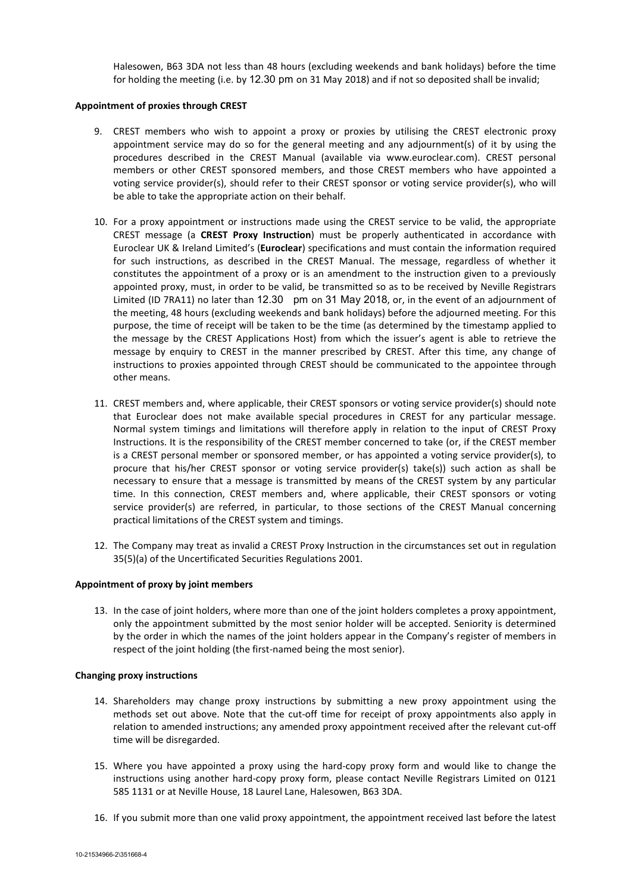Halesowen, B63 3DA not less than 48 hours (excluding weekends and bank holidays) before the time for holding the meeting (i.e. by 12.30 pm on 31 May 2018) and if not so deposited shall be invalid;

**Appointment of proxies through CREST**

9. CREST members who wish to appoint a proxy or proxies by utilising the CREST electronic proxy appointment service may do so for the general meeting and any adjournment(s) of it by using the procedures described in the CREST Manual (available via www.euroclear.com). CREST personal members or other CREST sponsored members, and those CREST members who have appointed a voting service provider(s), should refer to their CREST sponsor or voting service provider(s), who will be able to take the appropriate action on their behalf.

10. For a proxy appointment or instructions made using the CREST service to be valid, the appropriate CREST message (a **CREST Proxy Instruction**) must be properly authenticated in accordance with Euroclear UK & Ireland Limited's (**Euroclear**) specifications and must contain the information required for such instructions, as described in the CREST Manual. The message, regardless of whether it constitutes the appointment of a proxy or is an amendment to the instruction given to a previously appointed proxy, must, in order to be valid, be transmitted so as to be received by Neville Registrars Limited (ID 7RA11) no later than 12.30 pm on 31 May 2018, or, in the event of an adjournment of the meeting, 48 hours (excluding weekends and bank holidays) before the adjourned meeting. For this purpose, the time of receipt will be taken to be the time (as determined by the timestamp applied to the message by the CREST Applications Host) from which the issuer's agent is able to retrieve the message by enquiry to CREST in the manner prescribed by CREST. After this time, any change of instructions to proxies appointed through CREST should be communicated to the appointee through other means.

11. CREST members and, where applicable, their CREST sponsors or voting service provider(s) should note that Euroclear does not make available special procedures in CREST for any particular message. Normal system timings and limitations will therefore apply in relation to the input of CREST Proxy Instructions. It is the responsibility of the CREST member concerned to take (or, if the CREST member is a CREST personal member or sponsored member, or has appointed a voting service provider(s), to procure that his/her CREST sponsor or voting service provider(s) take(s)) such action as shall be necessary to ensure that a message is transmitted by means of the CREST system by any particular time. In this connection, CREST members and, where applicable, their CREST sponsors or voting service provider(s) are referred, in particular, to those sections of the CREST Manual concerning practical limitations of the CREST system and timings.

12. The Company may treat as invalid a CREST Proxy Instruction in the circumstances set out in regulation 35(5)(a) of the Uncertificated Securities Regulations 2001.

**Appointment of proxy by joint members**

13. In the case of joint holders, where more than one of the joint holders completes a proxy appointment, only the appointment submitted by the most senior holder will be accepted. Seniority is determined by the order in which the names of the joint holders appear in the Company's register of members in respect of the joint holding (the first-named being the most senior).

**Changing proxy instructions**

14. Shareholders may change proxy instructions by submitting a new proxy appointment using the methods set out above. Note that the cut-off time for receipt of proxy appointments also apply in relation to amended instructions; any amended proxy appointment received after the relevant cut-off time will be disregarded.

15. Where you have appointed a proxy using the hard-copy proxy form and would like to change the instructions using another hard-copy proxy form, please contact Neville Registrars Limited on 0121 585 1131 or at Neville House, 18 Laurel Lane, Halesowen, B63 3DA.

16. If you submit more than one valid proxy appointment, the appointment received last before the latest

10-21534966-2\351668-4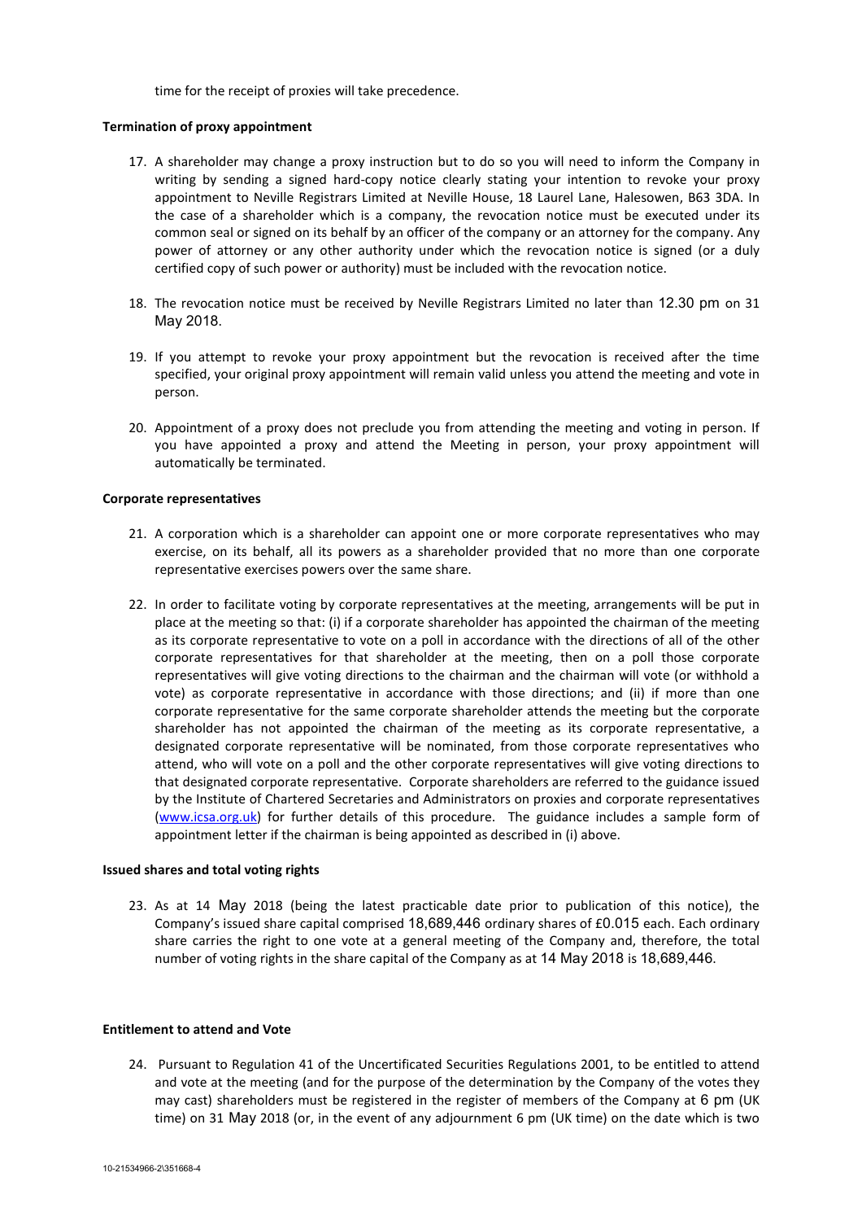time for the receipt of proxies will take precedence.

**Termination of proxy appointment**

17. A shareholder may change a proxy instruction but to do so you will need to inform the Company in writing by sending a signed hard-copy notice clearly stating your intention to revoke your proxy appointment to Neville Registrars Limited at Neville House, 18 Laurel Lane, Halesowen, B63 3DA. In the case of a shareholder which is a company, the revocation notice must be executed under its common seal or signed on its behalf by an officer of the company or an attorney for the company. Any power of attorney or any other authority under which the revocation notice is signed (or a duly certified copy of such power or authority) must be included with the revocation notice.

18. The revocation notice must be received by Neville Registrars Limited no later than 12.30 pm on 31 May 2018.

19. If you attempt to revoke your proxy appointment but the revocation is received after the time specified, your original proxy appointment will remain valid unless you attend the meeting and vote in person.

20. Appointment of a proxy does not preclude you from attending the meeting and voting in person. If you have appointed a proxy and attend the Meeting in person, your proxy appointment will automatically be terminated.

**Corporate representatives**

21. A corporation which is a shareholder can appoint one or more corporate representatives who may exercise, on its behalf, all its powers as a shareholder provided that no more than one corporate representative exercises powers over the same share.

22. In order to facilitate voting by corporate representatives at the meeting, arrangements will be put in place at the meeting so that: (i) if a corporate shareholder has appointed the chairman of the meeting as its corporate representative to vote on a poll in accordance with the directions of all of the other corporate representatives for that shareholder at the meeting, then on a poll those corporate representatives will give voting directions to the chairman and the chairman will vote (or withhold a vote) as corporate representative in accordance with those directions; and (ii) if more than one corporate representative for the same corporate shareholder attends the meeting but the corporate shareholder has not appointed the chairman of the meeting as its corporate representative, a designated corporate representative will be nominated, from those corporate representatives who attend, who will vote on a poll and the other corporate representatives will give voting directions to that designated corporate representative. Corporate shareholders are referred to the guidance issued by the Institute of Chartered Secretaries and Administrators on proxies and corporate representatives (www.icsa.org.uk) for further details of this procedure. The guidance includes a sample form of appointment letter if the chairman is being appointed as described in (i) above.

**Issued shares and total voting rights**

23. As at 14 May 2018 (being the latest practicable date prior to publication of this notice), the Company's issued share capital comprised 18,689,446 ordinary shares of £0.015 each. Each ordinary share carries the right to one vote at a general meeting of the Company and, therefore, the total number of voting rights in the share capital of the Company as at 14 May 2018 is 18,689,446.

**Entitlement to attend and Vote**

24. Pursuant to Regulation 41 of the Uncertificated Securities Regulations 2001, to be entitled to attend and vote at the meeting (and for the purpose of the determination by the Company of the votes they may cast) shareholders must be registered in the register of members of the Company at 6 pm (UK time) on 31 May 2018 (or, in the event of any adjournment 6 pm (UK time) on the date which is two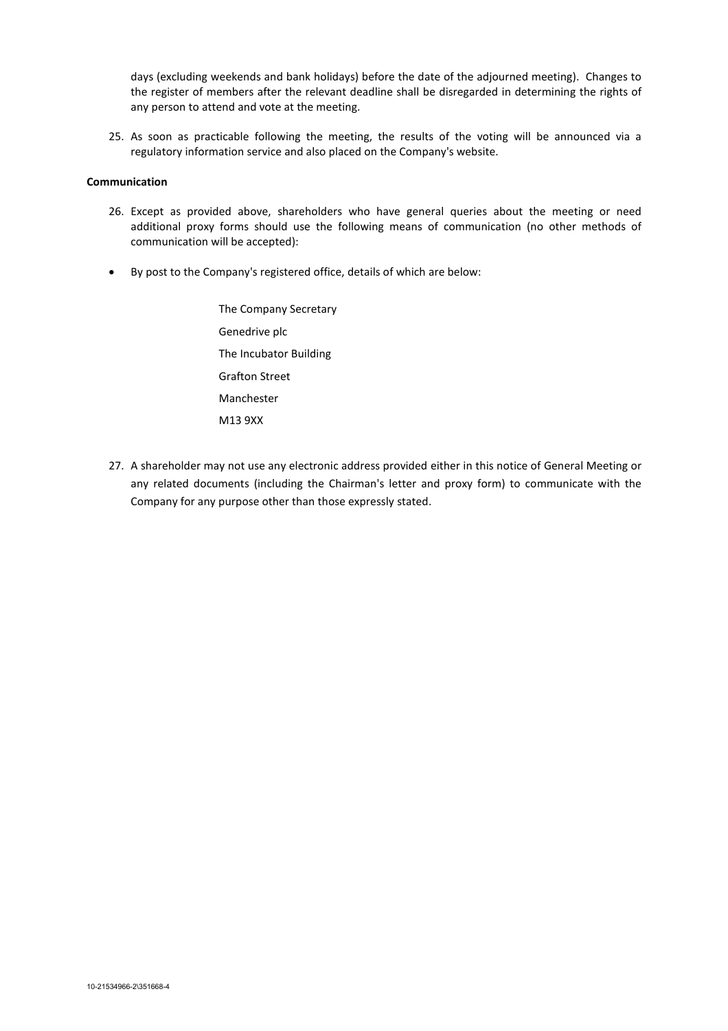days (excluding weekends and bank holidays) before the date of the adjourned meeting). Changes to the register of members after the relevant deadline shall be disregarded in determining the rights of any person to attend and vote at the meeting.

25. As soon as practicable following the meeting, the results of the voting will be announced via a regulatory information service and also placed on the Company's website.

**Communication**

26. Except as provided above, shareholders who have general queries about the meeting or need additional proxy forms should use the following means of communication (no other methods of communication will be accepted):

- By post to the Company's registered office, details of which are below:

  The Company Secretary
  Genedrive plc
  The Incubator Building
  Grafton Street
  Manchester
  M13 9XX

27. A shareholder may not use any electronic address provided either in this notice of General Meeting or any related documents (including the Chairman's letter and proxy form) to communicate with the Company for any purpose other than those expressly stated.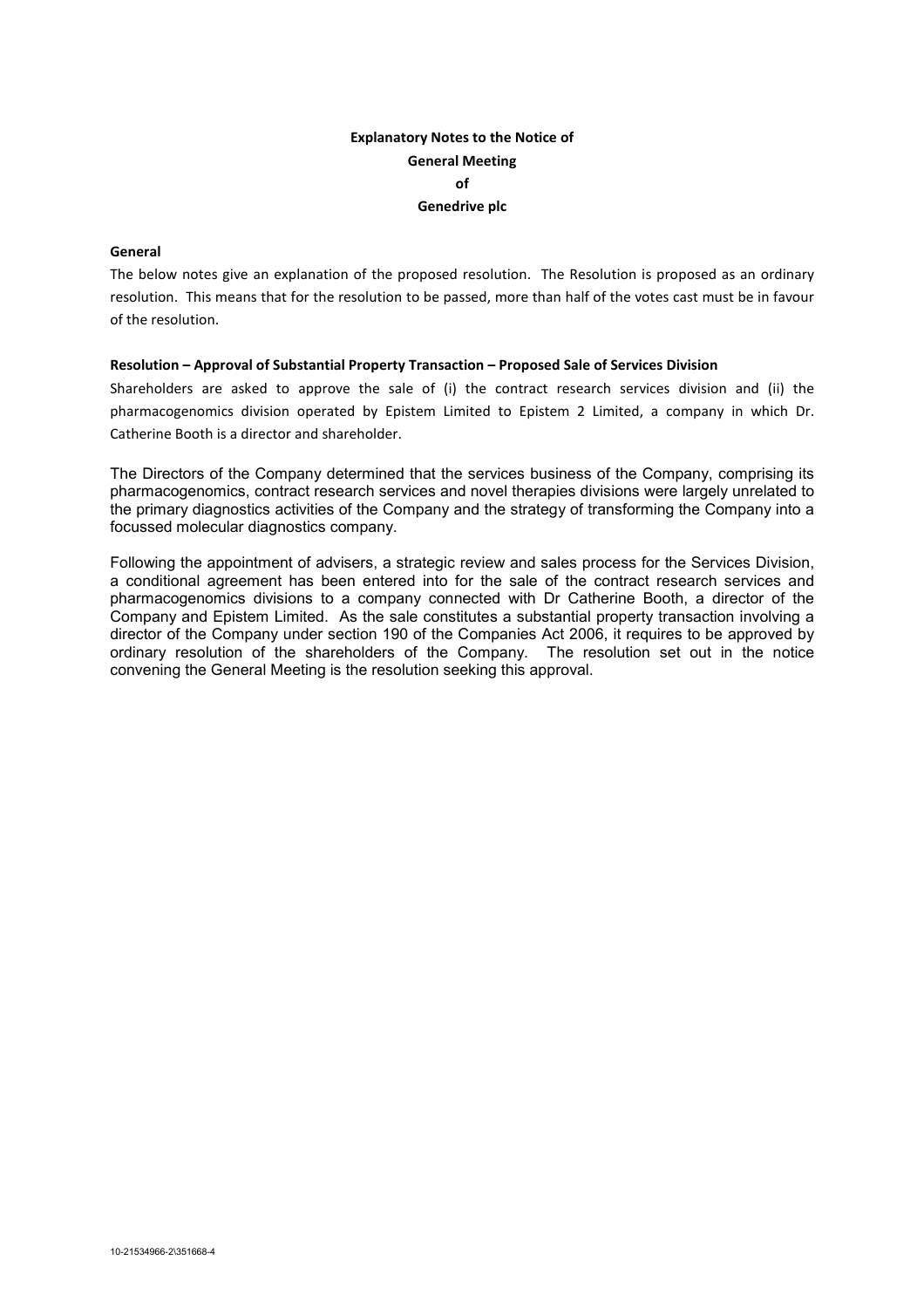# Explanatory Notes to the Notice of General Meeting of Genedrive plc

**General**

The below notes give an explanation of the proposed resolution. The Resolution is proposed as an ordinary resolution. This means that for the resolution to be passed, more than half of the votes cast must be in favour of the resolution.

**Resolution – Approval of Substantial Property Transaction – Proposed Sale of Services Division**

Shareholders are asked to approve the sale of (i) the contract research services division and (ii) the pharmacogenomics division operated by Epistem Limited to Epistem 2 Limited, a company in which Dr. Catherine Booth is a director and shareholder.

The Directors of the Company determined that the services business of the Company, comprising its pharmacogenomics, contract research services and novel therapies divisions were largely unrelated to the primary diagnostics activities of the Company and the strategy of transforming the Company into a focussed molecular diagnostics company.

Following the appointment of advisers, a strategic review and sales process for the Services Division, a conditional agreement has been entered into for the sale of the contract research services and pharmacogenomics divisions to a company connected with Dr Catherine Booth, a director of the Company and Epistem Limited. As the sale constitutes a substantial property transaction involving a director of the Company under section 190 of the Companies Act 2006, it requires to be approved by ordinary resolution of the shareholders of the Company. The resolution set out in the notice convening the General Meeting is the resolution seeking this approval.

10-21534966-2\351668-4